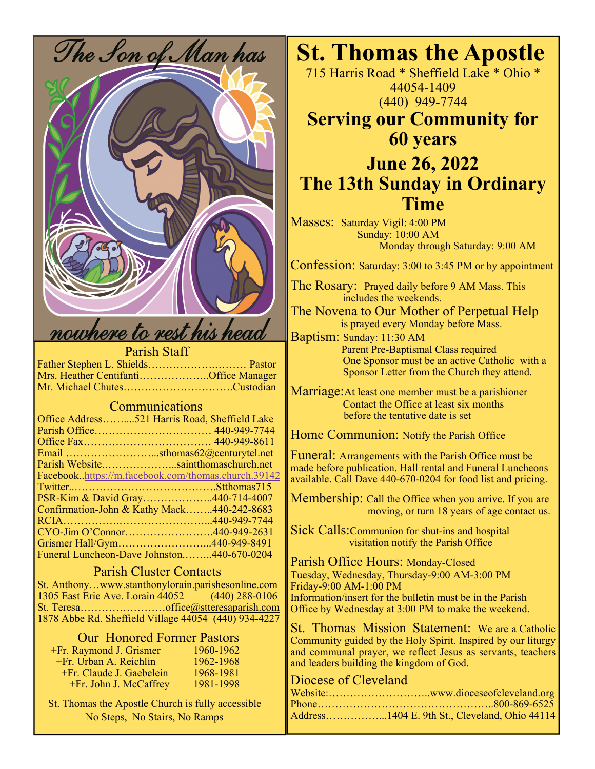The Son of Man has nowhere to rest his head

## Parish Staff

Father Stephen L. Shields………………..……… Pastor
Mrs. Heather Centifanti………………..Office Manager
Mr. Michael Chutes…………………………..Custodian

## Communications

Office Address……....521 Harris Road, Sheffield Lake
Parish Office…………………………… 440-949-7744
Office Fax……………………………… 440-949-8611
Email ……………………...sthomas62@centurytel.net
Parish Website.………………...saintthomaschurch.net
Facebook..https://m.facebook.com/thomas.church.39142
Twitter..………………………………….Stthomas715
PSR-Kim & David Gray………………..440-714-4007
Confirmation-John & Kathy Mack……..440-242-8683
RCIA………….………………………...440-949-7744
CYO-Jim O'Connor……………………..440-949-2631
Grismer Hall/Gym……………………...440-949-8491
Funeral Luncheon-Dave Johnston..……..440-670-0204

## Parish Cluster Contacts

St. Anthony…www.stanthonylorain.parishesonline.com
1305 East Erie Ave. Lorain 44052 (440) 288-0106
St. Teresa……………………office@stteresaparish.com
1878 Abbe Rd. Sheffield Village 44054 (440) 934-4227

## Our Honored Former Pastors

| | |
|---|---|
| +Fr. Raymond J. Grismer | 1960-1962 |
| +Fr. Urban A. Reichlin | 1962-1968 |
| +Fr. Claude J. Gaebelein | 1968-1981 |
| +Fr. John J. McCaffrey | 1981-1998 |

St. Thomas the Apostle Church is fully accessible
No Steps, No Stairs, No Ramps

# St. Thomas the Apostle

715 Harris Road * Sheffield Lake * Ohio * 44054-1409
(440) 949-7744

## Serving our Community for 60 years

## June 26, 2022
## The 13th Sunday in Ordinary Time

Masses: Saturday Vigil: 4:00 PM
Sunday: 10:00 AM
Monday through Saturday: 9:00 AM

Confession: Saturday: 3:00 to 3:45 PM or by appointment

The Rosary: Prayed daily before 9 AM Mass. This includes the weekends.

The Novena to Our Mother of Perpetual Help is prayed every Monday before Mass.

Baptism: Sunday: 11:30 AM
Parent Pre-Baptismal Class required
One Sponsor must be an active Catholic with a Sponsor Letter from the Church they attend.

Marriage: At least one member must be a parishioner
Contact the Office at least six months before the tentative date is set

Home Communion: Notify the Parish Office

Funeral: Arrangements with the Parish Office must be made before publication. Hall rental and Funeral Luncheons available. Call Dave 440-670-0204 for food list and pricing.

Membership: Call the Office when you arrive. If you are moving, or turn 18 years of age contact us.

Sick Calls: Communion for shut-ins and hospital visitation notify the Parish Office

Parish Office Hours: Monday-Closed
Tuesday, Wednesday, Thursday-9:00 AM-3:00 PM
Friday-9:00 AM-1:00 PM
Information/insert for the bulletin must be in the Parish Office by Wednesday at 3:00 PM to make the weekend.

St. Thomas Mission Statement: We are a Catholic Community guided by the Holy Spirit. Inspired by our liturgy and communal prayer, we reflect Jesus as servants, teachers and leaders building the kingdom of God.

## Diocese of Cleveland

Website:………………………..www.dioceseofcleveland.org
Phone…………………………………………..800-869-6525
Address……………...1404 E. 9th St., Cleveland, Ohio 44114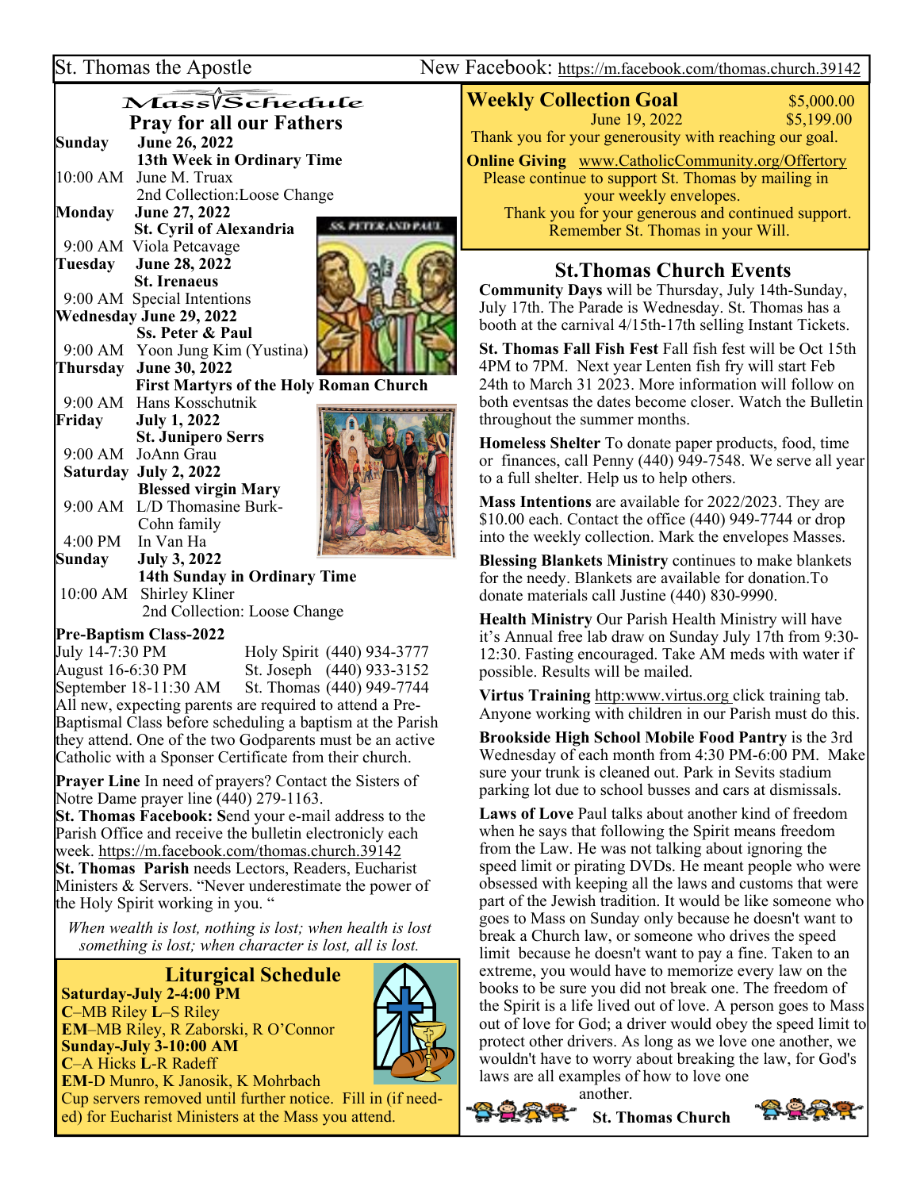St. Thomas the Apostle New Facebook: https://m.facebook.com/thomas.church.39142

## Mass Schedule

### Pray for all our Fathers

**Sunday June 26, 2022**
**13th Week in Ordinary Time**
10:00 AM June M. Truax
2nd Collection:Loose Change

**Monday June 27, 2022**
**St. Cyril of Alexandria**
9:00 AM Viola Petcavage

**Tuesday June 28, 2022**
**St. Irenaeus**
9:00 AM Special Intentions

**Wednesday June 29, 2022**
**Ss. Peter & Paul**
9:00 AM Yoon Jung Kim (Yustina)

**Thursday June 30, 2022**
**First Martyrs of the Holy Roman Church**
9:00 AM Hans Kosschutnik

**Friday July 1, 2022**
**St. Junipero Serrs**
9:00 AM JoAnn Grau

**Saturday July 2, 2022**
**Blessed virgin Mary**
9:00 AM L/D Thomasine Burk-Cohn family
4:00 PM In Van Ha

**Sunday July 3, 2022**
**14th Sunday in Ordinary Time**
10:00 AM Shirley Kliner
2nd Collection: Loose Change

**Pre-Baptism Class-2022**

| | |
|---|---|
| July 14-7:30 PM | Holy Spirit (440) 934-3777 |
| August 16-6:30 PM | St. Joseph (440) 933-3152 |
| September 18-11:30 AM | St. Thomas (440) 949-7744 |

All new, expecting parents are required to attend a Pre-Baptismal Class before scheduling a baptism at the Parish they attend. One of the two Godparents must be an active Catholic with a Sponser Certificate from their church.

**Prayer Line** In need of prayers? Contact the Sisters of Notre Dame prayer line (440) 279-1163.

**St. Thomas Facebook:** Send your e-mail address to the Parish Office and receive the bulletin electronicly each week. https://m.facebook.com/thomas.church.39142

**St. Thomas Parish** needs Lectors, Readers, Eucharist Ministers & Servers. "Never underestimate the power of the Holy Spirit working in you. "

*When wealth is lost, nothing is lost; when health is lost something is lost; when character is lost, all is lost.*

### Liturgical Schedule

**Saturday-July 2-4:00 PM**
**C**–MB Riley **L**–S Riley
**EM**–MB Riley, R Zaborski, R O'Connor
**Sunday-July 3-10:00 AM**
**C**–A Hicks **L**-R Radeff
**EM**-D Munro, K Janosik, K Mohrbach
Cup servers removed until further notice. Fill in (if needed) for Eucharist Ministers at the Mass you attend.

## Weekly Collection Goal

| | |
|---|---|
| | $5,000.00 |
| June 19, 2022 | $5,199.00 |

Thank you for your generosity with reaching our goal.

**Online Giving** www.CatholicCommunity.org/Offertory
Please continue to support St. Thomas by mailing in your weekly envelopes.
Thank you for your generous and continued support.
Remember St. Thomas in your Will.

## St.Thomas Church Events

**Community Days** will be Thursday, July 14th-Sunday, July 17th. The Parade is Wednesday. St. Thomas has a booth at the carnival 4/15th-17th selling Instant Tickets.

**St. Thomas Fall Fish Fest** Fall fish fest will be Oct 15th 4PM to 7PM. Next year Lenten fish fry will start Feb 24th to March 31 2023. More information will follow on both eventsas the dates become closer. Watch the Bulletin throughout the summer months.

**Homeless Shelter** To donate paper products, food, time or finances, call Penny (440) 949-7548. We serve all year to a full shelter. Help us to help others.

**Mass Intentions** are available for 2022/2023. They are $10.00 each. Contact the office (440) 949-7744 or drop into the weekly collection. Mark the envelopes Masses.

**Blessing Blankets Ministry** continues to make blankets for the needy. Blankets are available for donation.To donate materials call Justine (440) 830-9990.

**Health Ministry** Our Parish Health Ministry will have it's Annual free lab draw on Sunday July 17th from 9:30-12:30. Fasting encouraged. Take AM meds with water if possible. Results will be mailed.

**Virtus Training** http:www.virtus.org click training tab. Anyone working with children in our Parish must do this.

**Brookside High School Mobile Food Pantry** is the 3rd Wednesday of each month from 4:30 PM-6:00 PM. Make sure your trunk is cleaned out. Park in Sevits stadium parking lot due to school busses and cars at dismissals.

**Laws of Love** Paul talks about another kind of freedom when he says that following the Spirit means freedom from the Law. He was not talking about ignoring the speed limit or pirating DVDs. He meant people who were obsessed with keeping all the laws and customs that were part of the Jewish tradition. It would be like someone who goes to Mass on Sunday only because he doesn't want to break a Church law, or someone who drives the speed limit because he doesn't want to pay a fine. Taken to an extreme, you would have to memorize every law on the books to be sure you did not break one. The freedom of the Spirit is a life lived out of love. A person goes to Mass out of love for God; a driver would obey the speed limit to protect other drivers. As long as we love one another, we wouldn't have to worry about breaking the law, for God's laws are all examples of how to love one another.

**St. Thomas Church**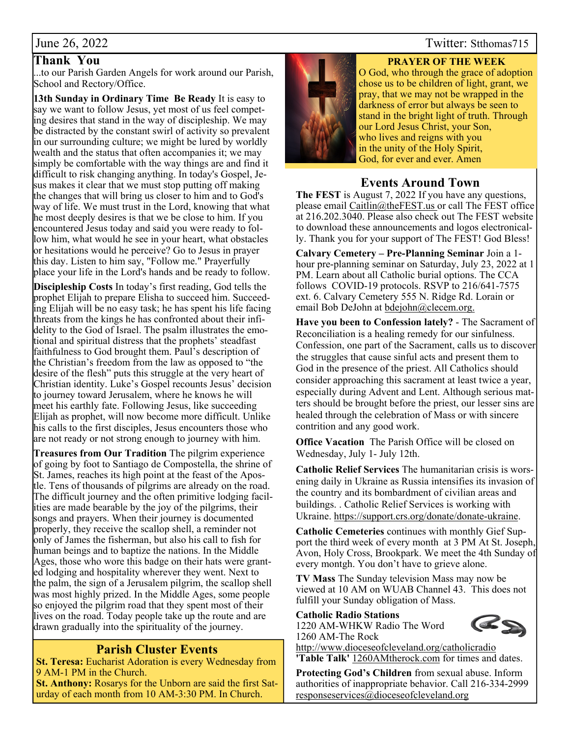June 26, 2022 Twitter: Stthomas715

## Thank You

...to our Parish Garden Angels for work around our Parish, School and Rectory/Office.

**13th Sunday in Ordinary Time Be Ready** It is easy to say we want to follow Jesus, yet most of us feel competing desires that stand in the way of discipleship. We may be distracted by the constant swirl of activity so prevalent in our surrounding culture; we might be lured by worldly wealth and the status that often accompanies it; we may simply be comfortable with the way things are and find it difficult to risk changing anything. In today's Gospel, Jesus makes it clear that we must stop putting off making the changes that will bring us closer to him and to God's way of life. We must trust in the Lord, knowing that what he most deeply desires is that we be close to him. If you encountered Jesus today and said you were ready to follow him, what would he see in your heart, what obstacles or hesitations would he perceive? Go to Jesus in prayer this day. Listen to him say, "Follow me." Prayerfully place your life in the Lord's hands and be ready to follow.

**Discipleship Costs** In today's first reading, God tells the prophet Elijah to prepare Elisha to succeed him. Succeeding Elijah will be no easy task; he has spent his life facing threats from the kings he has confronted about their infidelity to the God of Israel. The psalm illustrates the emotional and spiritual distress that the prophets' steadfast faithfulness to God brought them. Paul's description of the Christian's freedom from the law as opposed to "the desire of the flesh" puts this struggle at the very heart of Christian identity. Luke's Gospel recounts Jesus' decision to journey toward Jerusalem, where he knows he will meet his earthly fate. Following Jesus, like succeeding Elijah as prophet, will now become more difficult. Unlike his calls to the first disciples, Jesus encounters those who are not ready or not strong enough to journey with him.

**Treasures from Our Tradition** The pilgrim experience of going by foot to Santiago de Compostella, the shrine of St. James, reaches its high point at the feast of the Apostle. Tens of thousands of pilgrims are already on the road. The difficult journey and the often primitive lodging facilities are made bearable by the joy of the pilgrims, their songs and prayers. When their journey is documented properly, they receive the scallop shell, a reminder not only of James the fisherman, but also his call to fish for human beings and to baptize the nations. In the Middle Ages, those who wore this badge on their hats were granted lodging and hospitality wherever they went. Next to the palm, the sign of a Jerusalem pilgrim, the scallop shell was most highly prized. In the Middle Ages, some people so enjoyed the pilgrim road that they spent most of their lives on the road. Today people take up the route and are drawn gradually into the spirituality of the journey.

## Parish Cluster Events

**St. Teresa:** Eucharist Adoration is every Wednesday from 9 AM-1 PM in the Church.
**St. Anthony:** Rosarys for the Unborn are said the first Saturday of each month from 10 AM-3:30 PM. In Church.

**PRAYER OF THE WEEK**

O God, who through the grace of adoption chose us to be children of light, grant, we pray, that we may not be wrapped in the darkness of error but always be seen to stand in the bright light of truth. Through our Lord Jesus Christ, your Son, who lives and reigns with you in the unity of the Holy Spirit, God, for ever and ever. Amen

## Events Around Town

**The FEST** is August 7, 2022 If you have any questions, please email Caitlin@theFEST.us or call The FEST office at 216.202.3040. Please also check out The FEST website to download these announcements and logos electronically. Thank you for your support of The FEST! God Bless!

**Calvary Cemetery – Pre-Planning Seminar** Join a 1-hour pre-planning seminar on Saturday, July 23, 2022 at 1 PM. Learn about all Catholic burial options. The CCA follows COVID-19 protocols. RSVP to 216/641-7575 ext. 6. Calvary Cemetery 555 N. Ridge Rd. Lorain or email Bob DeJohn at bdejohn@clecem.org.

**Have you been to Confession lately?** - The Sacrament of Reconciliation is a healing remedy for our sinfulness. Confession, one part of the Sacrament, calls us to discover the struggles that cause sinful acts and present them to God in the presence of the priest. All Catholics should consider approaching this sacrament at least twice a year, especially during Advent and Lent. Although serious matters should be brought before the priest, our lesser sins are healed through the celebration of Mass or with sincere contrition and any good work.

**Office Vacation** The Parish Office will be closed on Wednesday, July 1- July 12th.

**Catholic Relief Services** The humanitarian crisis is worsening daily in Ukraine as Russia intensifies its invasion of the country and its bombardment of civilian areas and buildings. . Catholic Relief Services is working with Ukraine. https://support.crs.org/donate/donate-ukraine.

**Catholic Cemeteries** continues with monthly Gief Support the third week of every month at 3 PM At St. Joseph, Avon, Holy Cross, Brookpark. We meet the 4th Sunday of every montgh. You don't have to grieve alone.

**TV Mass** The Sunday television Mass may now be viewed at 10 AM on WUAB Channel 43. This does not fulfill your Sunday obligation of Mass.

**Catholic Radio Stations**
1220 AM-WHKW Radio The Word
1260 AM-The Rock
http://www.dioceseofcleveland.org/catholicradio
**'Table Talk'** 1260AMtherock.com for times and dates.

**Protecting God's Children** from sexual abuse. Inform authorities of inappropriate behavior. Call 216-334-2999 responseservices@dioceseofcleveland.org